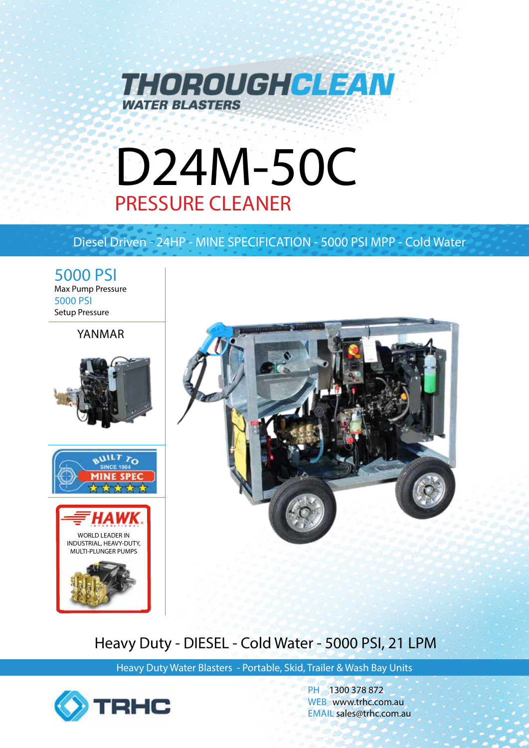# THOROUGHCLEAN

WATER BLASTERS

# D24M-50C

## PRESSURE CLEANER

Diesel Driven - 24HP - MINE SPECIFICATION - 5000 PSI MPP - Cold Water

**5000 PSI**
Max Pump Pressure

**5000 PSI**
Setup Pressure

YANMAR

BUILT TO SINCE 1984 MINE SPEC

HAWK INTERNATIONAL

WORLD LEADER IN INDUSTRIAL, HEAVY-DUTY, MULTI-PLUNGER PUMPS

## Heavy Duty - DIESEL - Cold Water - 5000 PSI, 21 LPM

Heavy Duty Water Blasters - Portable, Skid, Trailer & Wash Bay Units

TRHC

PH 1300 378 872
WEB www.trhc.com.au
EMAIL sales@trhc.com.au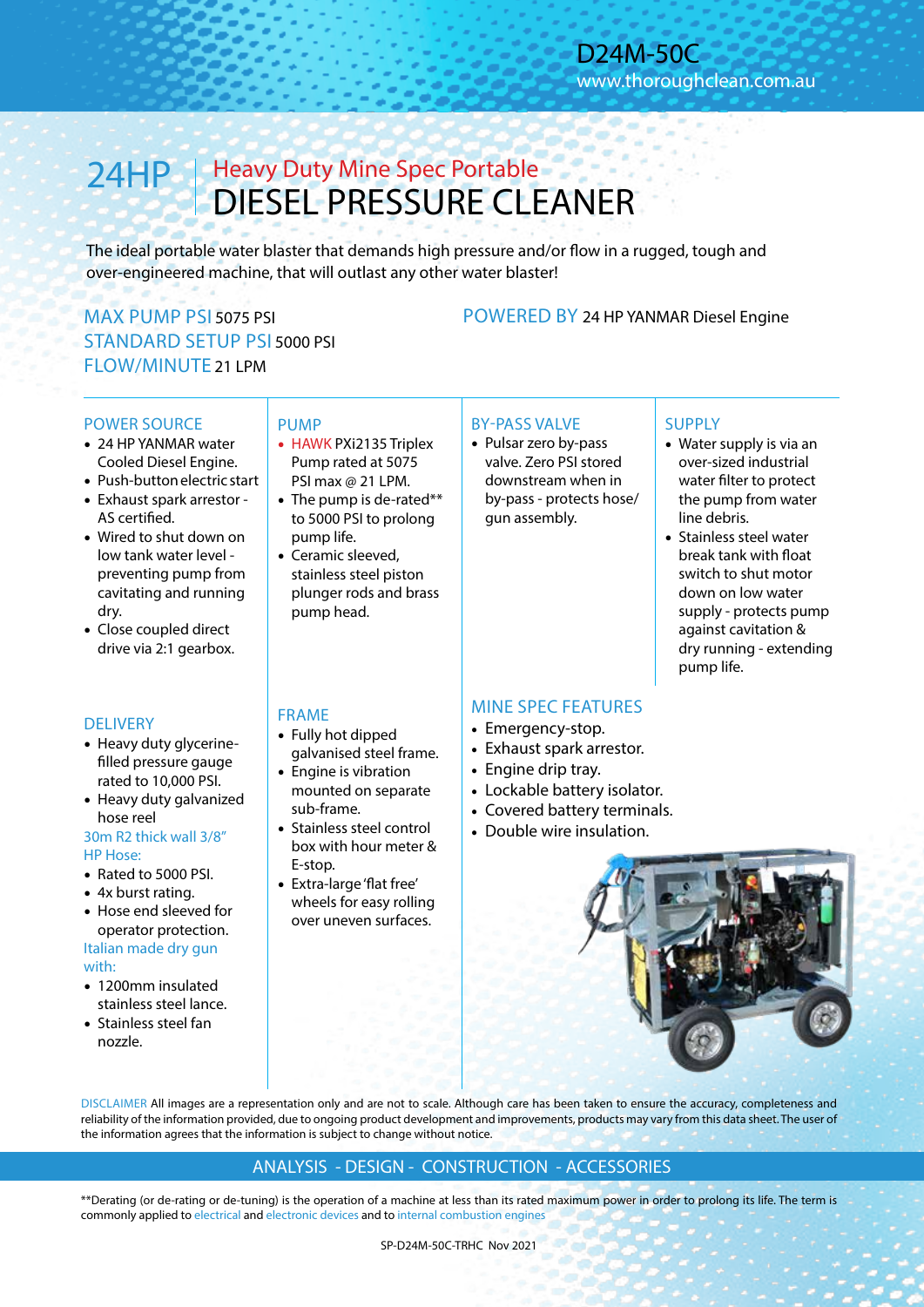# 24HP | Heavy Duty Mine Spec Portable DIESEL PRESSURE CLEANER

D24M-50C
www.thoroughclean.com.au

The ideal portable water blaster that demands high pressure and/or flow in a rugged, tough and over-engineered machine, that will outlast any other water blaster!

MAX PUMP PSI 5075 PSI
STANDARD SETUP PSI 5000 PSI
FLOW/MINUTE 21 LPM

POWERED BY 24 HP YANMAR Diesel Engine

## POWER SOURCE

- 24 HP YANMAR water Cooled Diesel Engine.
- Push-button electric start
- Exhaust spark arrestor - AS certified.
- Wired to shut down on low tank water level - preventing pump from cavitating and running dry.
- Close coupled direct drive via 2:1 gearbox.

## PUMP

- HAWK PXi2135 Triplex Pump rated at 5075 PSI max @ 21 LPM.
- The pump is de-rated** to 5000 PSI to prolong pump life.
- Ceramic sleeved, stainless steel piston plunger rods and brass pump head.

## BY-PASS VALVE

- Pulsar zero by-pass valve. Zero PSI stored downstream when in by-pass - protects hose/ gun assembly.

## SUPPLY

- Water supply is via an over-sized industrial water filter to protect the pump from water line debris.
- Stainless steel water break tank with float switch to shut motor down on low water supply - protects pump against cavitation & dry running - extending pump life.

## DELIVERY

- Heavy duty glycerine-filled pressure gauge rated to 10,000 PSI.
- Heavy duty galvanized hose reel

30m R2 thick wall 3/8" HP Hose:

- Rated to 5000 PSI.
- 4x burst rating.
- Hose end sleeved for operator protection.

Italian made dry gun with:

- 1200mm insulated stainless steel lance.
- Stainless steel fan nozzle.

## FRAME

- Fully hot dipped galvanised steel frame.
- Engine is vibration mounted on separate sub-frame.
- Stainless steel control box with hour meter & E-stop.
- Extra-large 'flat free' wheels for easy rolling over uneven surfaces.

## MINE SPEC FEATURES

- Emergency-stop.
- Exhaust spark arrestor.
- Engine drip tray.
- Lockable battery isolator.
- Covered battery terminals.
- Double wire insulation.

DISCLAIMER All images are a representation only and are not to scale. Although care has been taken to ensure the accuracy, completeness and reliability of the information provided, due to ongoing product development and improvements, products may vary from this data sheet. The user of the information agrees that the information is subject to change without notice.

ANALYSIS - DESIGN - CONSTRUCTION - ACCESSORIES

**Derating (or de-rating or de-tuning) is the operation of a machine at less than its rated maximum power in order to prolong its life. The term is commonly applied to electrical and electronic devices and to internal combustion engines

SP-D24M-50C-TRHC Nov 2021